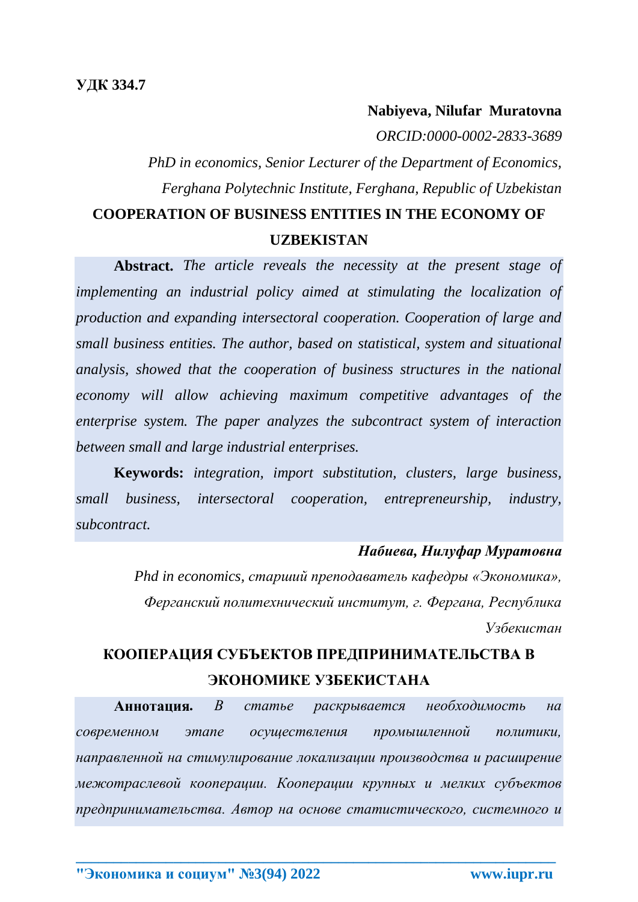**УДК 334.7**

**Nabiyeva, Nilufar Muratovna**

*ORCID:0000-0002-2833-3689*

*PhD in economics, Senior Lecturer of the Department of Economics, Ferghana Polytechnic Institute, Ferghana, Republic of Uzbekistan*

## COOPERATION OF BUSINESS ENTITIES IN THE ECONOMY OF UZBEKISTAN

**Abstract.** *The article reveals the necessity at the present stage of implementing an industrial policy aimed at stimulating the localization of production and expanding intersectoral cooperation. Cooperation of large and small business entities. The author, based on statistical, system and situational analysis, showed that the cooperation of business structures in the national economy will allow achieving maximum competitive advantages of the enterprise system. The paper analyzes the subcontract system of interaction between small and large industrial enterprises.*

**Keywords:** *integration, import substitution, clusters, large business, small business, intersectoral cooperation, entrepreneurship, industry, subcontract.*

***Набиева, Нилуфар Муратовна***

*Phd in economics, старший преподаватель кафедры «Экономика», Ферганский политехнический институт, г. Фергана, Республика Узбекистан*

## КООПЕРАЦИЯ СУБЪЕКТОВ ПРЕДПРИНИМАТЕЛЬСТВА В ЭКОНОМИКЕ УЗБЕКИСТАНА

**Аннотация.** *В статье раскрывается необходимость на современном этапе осуществления промышленной политики, направленной на стимулирование локализации производства и расширение межотраслевой кооперации. Кооперации крупных и мелких субъектов предпринимательства. Автор на основе статистического, системного и*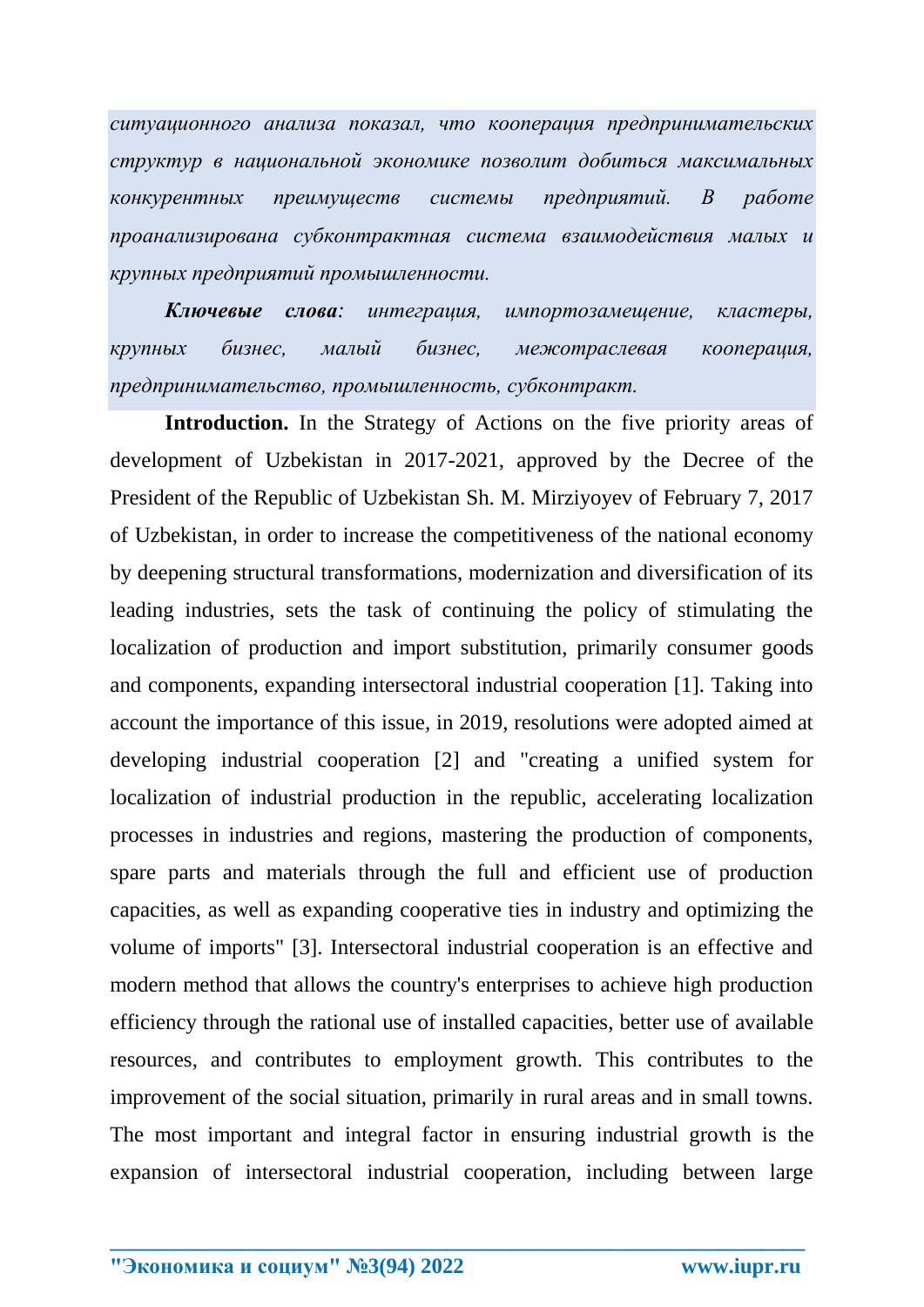*ситуационного анализа показал, что кооперация предпринимательских структур в национальной экономике позволит добиться максимальных конкурентных преимуществ системы предприятий. В работе проанализирована субконтрактная система взаимодействия малых и крупных предприятий промышленности.*

***Ключевые слова:*** *интеграция, импортозамещение, кластеры, крупных бизнес, малый бизнес, межотраслевая кооперация, предпринимательство, промышленность, субконтракт.*

**Introduction.** In the Strategy of Actions on the five priority areas of development of Uzbekistan in 2017-2021, approved by the Decree of the President of the Republic of Uzbekistan Sh. M. Mirziyoyev of February 7, 2017 of Uzbekistan, in order to increase the competitiveness of the national economy by deepening structural transformations, modernization and diversification of its leading industries, sets the task of continuing the policy of stimulating the localization of production and import substitution, primarily consumer goods and components, expanding intersectoral industrial cooperation [1]. Taking into account the importance of this issue, in 2019, resolutions were adopted aimed at developing industrial cooperation [2] and "creating a unified system for localization of industrial production in the republic, accelerating localization processes in industries and regions, mastering the production of components, spare parts and materials through the full and efficient use of production capacities, as well as expanding cooperative ties in industry and optimizing the volume of imports" [3]. Intersectoral industrial cooperation is an effective and modern method that allows the country's enterprises to achieve high production efficiency through the rational use of installed capacities, better use of available resources, and contributes to employment growth. This contributes to the improvement of the social situation, primarily in rural areas and in small towns. The most important and integral factor in ensuring industrial growth is the expansion of intersectoral industrial cooperation, including between large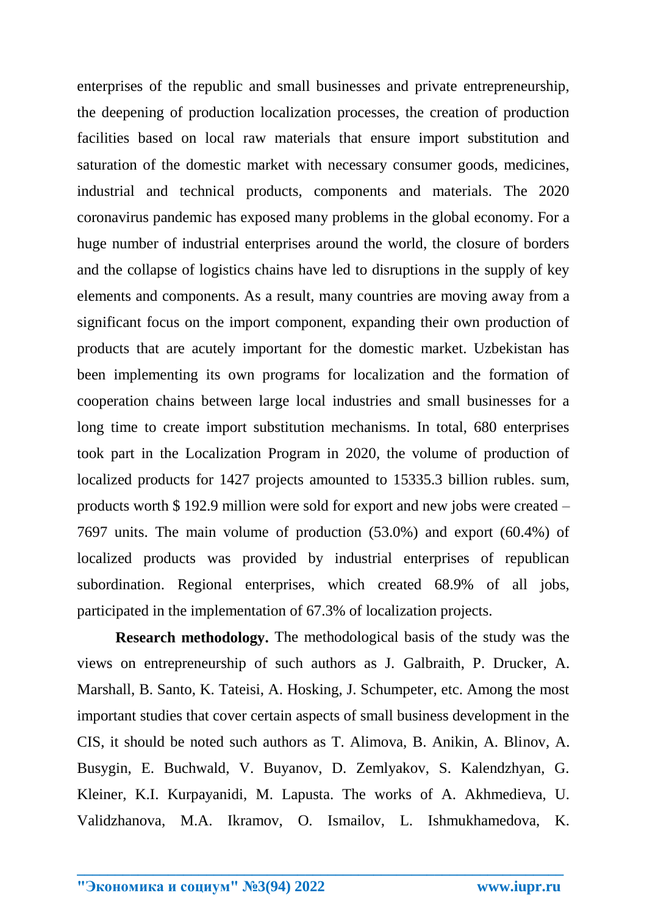enterprises of the republic and small businesses and private entrepreneurship, the deepening of production localization processes, the creation of production facilities based on local raw materials that ensure import substitution and saturation of the domestic market with necessary consumer goods, medicines, industrial and technical products, components and materials. The 2020 coronavirus pandemic has exposed many problems in the global economy. For a huge number of industrial enterprises around the world, the closure of borders and the collapse of logistics chains have led to disruptions in the supply of key elements and components. As a result, many countries are moving away from a significant focus on the import component, expanding their own production of products that are acutely important for the domestic market. Uzbekistan has been implementing its own programs for localization and the formation of cooperation chains between large local industries and small businesses for a long time to create import substitution mechanisms. In total, 680 enterprises took part in the Localization Program in 2020, the volume of production of localized products for 1427 projects amounted to 15335.3 billion rubles. sum, products worth $ 192.9 million were sold for export and new jobs were created – 7697 units. The main volume of production (53.0%) and export (60.4%) of localized products was provided by industrial enterprises of republican subordination. Regional enterprises, which created 68.9% of all jobs, participated in the implementation of 67.3% of localization projects.

**Research methodology.** The methodological basis of the study was the views on entrepreneurship of such authors as J. Galbraith, P. Drucker, A. Marshall, B. Santo, K. Tateisi, A. Hosking, J. Schumpeter, etc. Among the most important studies that cover certain aspects of small business development in the CIS, it should be noted such authors as T. Alimova, B. Anikin, A. Blinov, A. Busygin, E. Buchwald, V. Buyanov, D. Zemlyakov, S. Kalendzhyan, G. Kleiner, K.I. Kurpayanidi, M. Lapusta. The works of A. Akhmedieva, U. Validzhanova, M.A. Ikramov, O. Ismailov, L. Ishmukhamedova, K.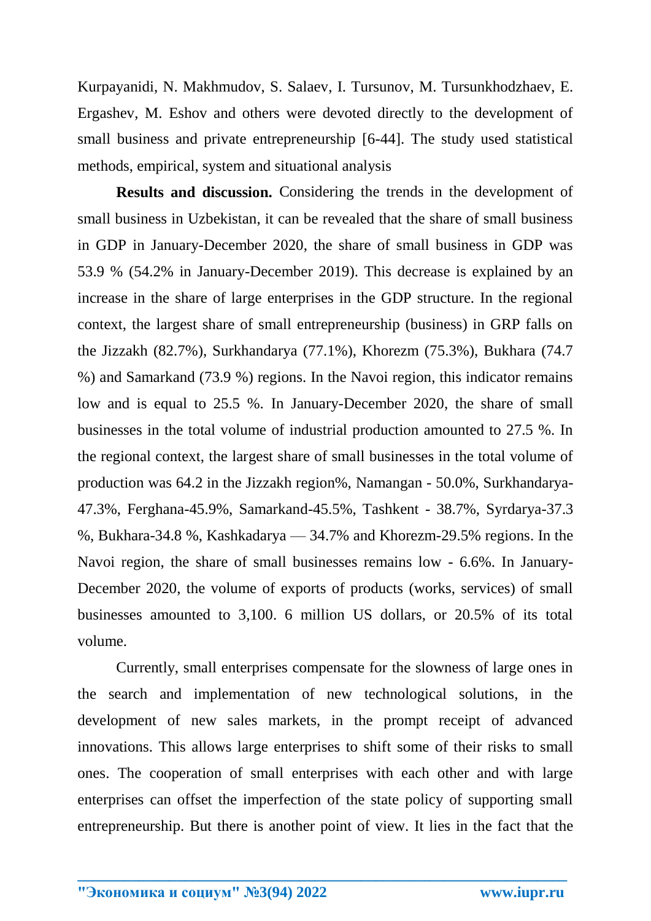Kurpayanidi, N. Makhmudov, S. Salaev, I. Tursunov, M. Tursunkhodzhaev, E. Ergashev, M. Eshov and others were devoted directly to the development of small business and private entrepreneurship [6-44]. The study used statistical methods, empirical, system and situational analysis

**Results and discussion.** Considering the trends in the development of small business in Uzbekistan, it can be revealed that the share of small business in GDP in January-December 2020, the share of small business in GDP was 53.9 % (54.2% in January-December 2019). This decrease is explained by an increase in the share of large enterprises in the GDP structure. In the regional context, the largest share of small entrepreneurship (business) in GRP falls on the Jizzakh (82.7%), Surkhandarya (77.1%), Khorezm (75.3%), Bukhara (74.7 %) and Samarkand (73.9 %) regions. In the Navoi region, this indicator remains low and is equal to 25.5 %. In January-December 2020, the share of small businesses in the total volume of industrial production amounted to 27.5 %. In the regional context, the largest share of small businesses in the total volume of production was 64.2 in the Jizzakh region%, Namangan - 50.0%, Surkhandarya-47.3%, Ferghana-45.9%, Samarkand-45.5%, Tashkent - 38.7%, Syrdarya-37.3 %, Bukhara-34.8 %, Kashkadarya — 34.7% and Khorezm-29.5% regions. In the Navoi region, the share of small businesses remains low - 6.6%. In January-December 2020, the volume of exports of products (works, services) of small businesses amounted to 3,100. 6 million US dollars, or 20.5% of its total volume.

Currently, small enterprises compensate for the slowness of large ones in the search and implementation of new technological solutions, in the development of new sales markets, in the prompt receipt of advanced innovations. This allows large enterprises to shift some of their risks to small ones. The cooperation of small enterprises with each other and with large enterprises can offset the imperfection of the state policy of supporting small entrepreneurship. But there is another point of view. It lies in the fact that the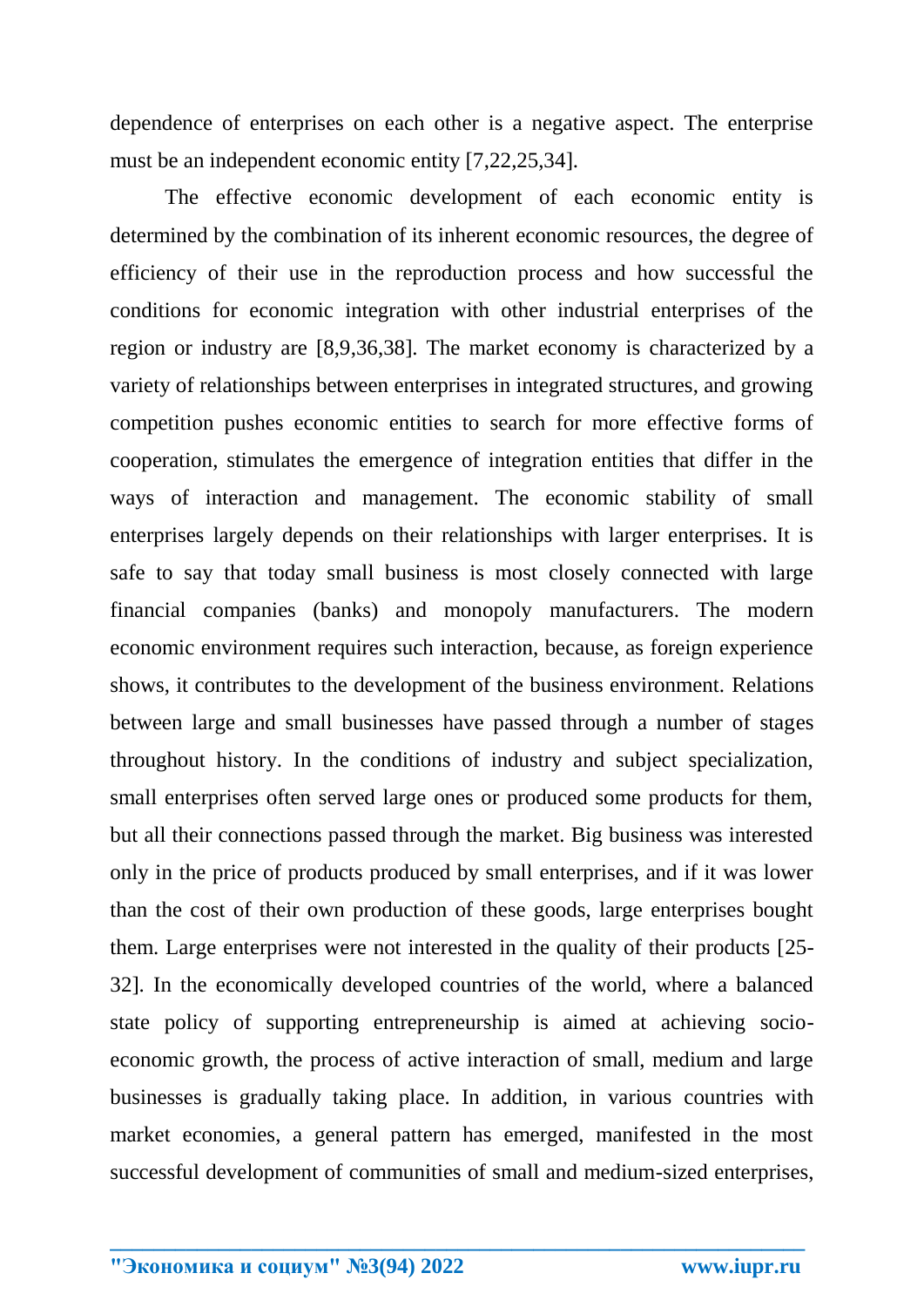dependence of enterprises on each other is a negative aspect. The enterprise must be an independent economic entity [7,22,25,34].

The effective economic development of each economic entity is determined by the combination of its inherent economic resources, the degree of efficiency of their use in the reproduction process and how successful the conditions for economic integration with other industrial enterprises of the region or industry are [8,9,36,38]. The market economy is characterized by a variety of relationships between enterprises in integrated structures, and growing competition pushes economic entities to search for more effective forms of cooperation, stimulates the emergence of integration entities that differ in the ways of interaction and management. The economic stability of small enterprises largely depends on their relationships with larger enterprises. It is safe to say that today small business is most closely connected with large financial companies (banks) and monopoly manufacturers. The modern economic environment requires such interaction, because, as foreign experience shows, it contributes to the development of the business environment. Relations between large and small businesses have passed through a number of stages throughout history. In the conditions of industry and subject specialization, small enterprises often served large ones or produced some products for them, but all their connections passed through the market. Big business was interested only in the price of products produced by small enterprises, and if it was lower than the cost of their own production of these goods, large enterprises bought them. Large enterprises were not interested in the quality of their products [25-32]. In the economically developed countries of the world, where a balanced state policy of supporting entrepreneurship is aimed at achieving socio-economic growth, the process of active interaction of small, medium and large businesses is gradually taking place. In addition, in various countries with market economies, a general pattern has emerged, manifested in the most successful development of communities of small and medium-sized enterprises,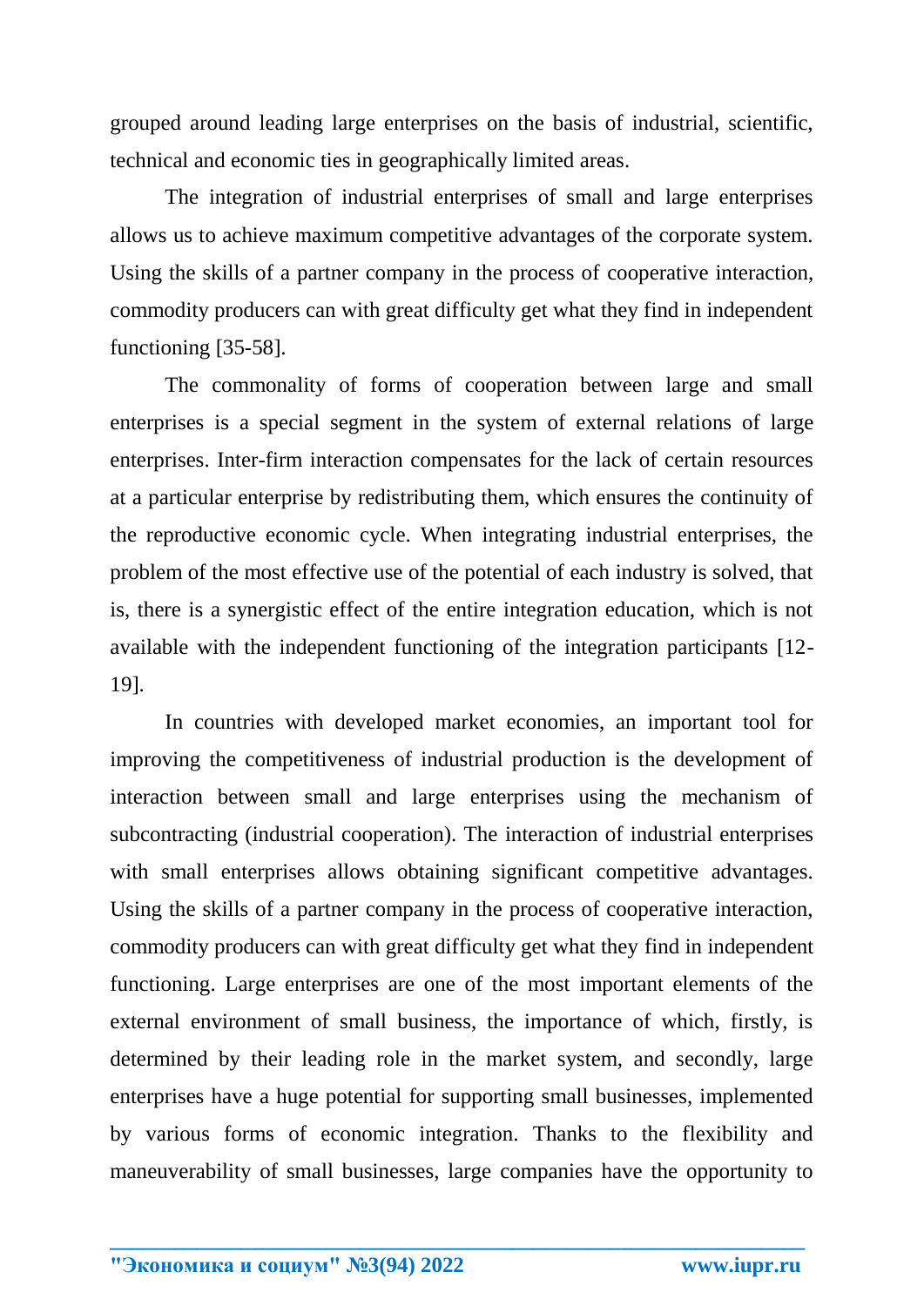grouped around leading large enterprises on the basis of industrial, scientific, technical and economic ties in geographically limited areas.

The integration of industrial enterprises of small and large enterprises allows us to achieve maximum competitive advantages of the corporate system. Using the skills of a partner company in the process of cooperative interaction, commodity producers can with great difficulty get what they find in independent functioning [35-58].

The commonality of forms of cooperation between large and small enterprises is a special segment in the system of external relations of large enterprises. Inter-firm interaction compensates for the lack of certain resources at a particular enterprise by redistributing them, which ensures the continuity of the reproductive economic cycle. When integrating industrial enterprises, the problem of the most effective use of the potential of each industry is solved, that is, there is a synergistic effect of the entire integration education, which is not available with the independent functioning of the integration participants [12-19].

In countries with developed market economies, an important tool for improving the competitiveness of industrial production is the development of interaction between small and large enterprises using the mechanism of subcontracting (industrial cooperation). The interaction of industrial enterprises with small enterprises allows obtaining significant competitive advantages. Using the skills of a partner company in the process of cooperative interaction, commodity producers can with great difficulty get what they find in independent functioning. Large enterprises are one of the most important elements of the external environment of small business, the importance of which, firstly, is determined by their leading role in the market system, and secondly, large enterprises have a huge potential for supporting small businesses, implemented by various forms of economic integration. Thanks to the flexibility and maneuverability of small businesses, large companies have the opportunity to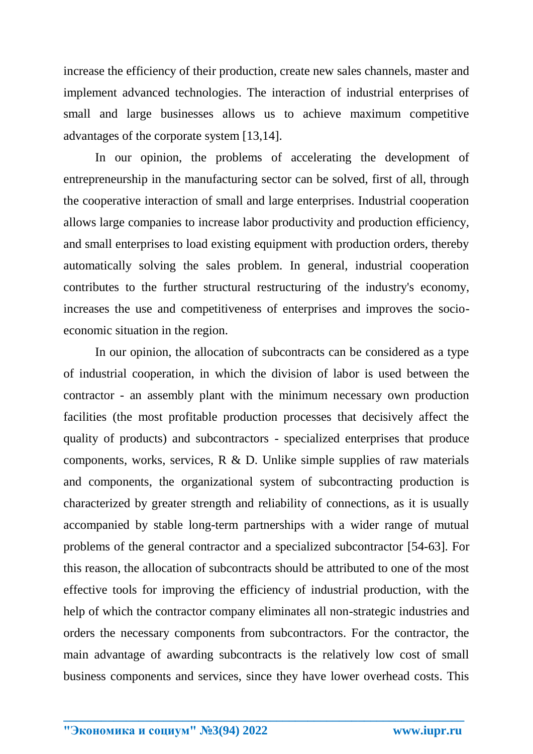increase the efficiency of their production, create new sales channels, master and implement advanced technologies. The interaction of industrial enterprises of small and large businesses allows us to achieve maximum competitive advantages of the corporate system [13,14].

In our opinion, the problems of accelerating the development of entrepreneurship in the manufacturing sector can be solved, first of all, through the cooperative interaction of small and large enterprises. Industrial cooperation allows large companies to increase labor productivity and production efficiency, and small enterprises to load existing equipment with production orders, thereby automatically solving the sales problem. In general, industrial cooperation contributes to the further structural restructuring of the industry's economy, increases the use and competitiveness of enterprises and improves the socio-economic situation in the region.

In our opinion, the allocation of subcontracts can be considered as a type of industrial cooperation, in which the division of labor is used between the contractor - an assembly plant with the minimum necessary own production facilities (the most profitable production processes that decisively affect the quality of products) and subcontractors - specialized enterprises that produce components, works, services, R & D. Unlike simple supplies of raw materials and components, the organizational system of subcontracting production is characterized by greater strength and reliability of connections, as it is usually accompanied by stable long-term partnerships with a wider range of mutual problems of the general contractor and a specialized subcontractor [54-63]. For this reason, the allocation of subcontracts should be attributed to one of the most effective tools for improving the efficiency of industrial production, with the help of which the contractor company eliminates all non-strategic industries and orders the necessary components from subcontractors. For the contractor, the main advantage of awarding subcontracts is the relatively low cost of small business components and services, since they have lower overhead costs. This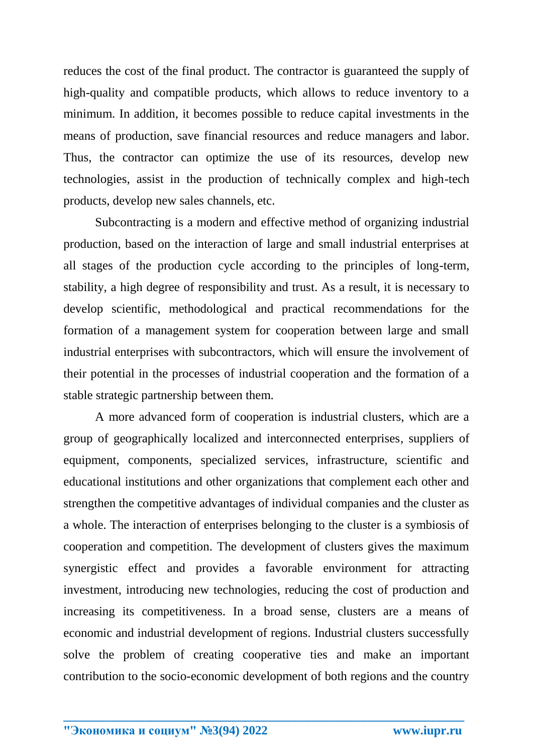reduces the cost of the final product. The contractor is guaranteed the supply of high-quality and compatible products, which allows to reduce inventory to a minimum. In addition, it becomes possible to reduce capital investments in the means of production, save financial resources and reduce managers and labor. Thus, the contractor can optimize the use of its resources, develop new technologies, assist in the production of technically complex and high-tech products, develop new sales channels, etc.

Subcontracting is a modern and effective method of organizing industrial production, based on the interaction of large and small industrial enterprises at all stages of the production cycle according to the principles of long-term, stability, a high degree of responsibility and trust. As a result, it is necessary to develop scientific, methodological and practical recommendations for the formation of a management system for cooperation between large and small industrial enterprises with subcontractors, which will ensure the involvement of their potential in the processes of industrial cooperation and the formation of a stable strategic partnership between them.

A more advanced form of cooperation is industrial clusters, which are a group of geographically localized and interconnected enterprises, suppliers of equipment, components, specialized services, infrastructure, scientific and educational institutions and other organizations that complement each other and strengthen the competitive advantages of individual companies and the cluster as a whole. The interaction of enterprises belonging to the cluster is a symbiosis of cooperation and competition. The development of clusters gives the maximum synergistic effect and provides a favorable environment for attracting investment, introducing new technologies, reducing the cost of production and increasing its competitiveness. In a broad sense, clusters are a means of economic and industrial development of regions. Industrial clusters successfully solve the problem of creating cooperative ties and make an important contribution to the socio-economic development of both regions and the country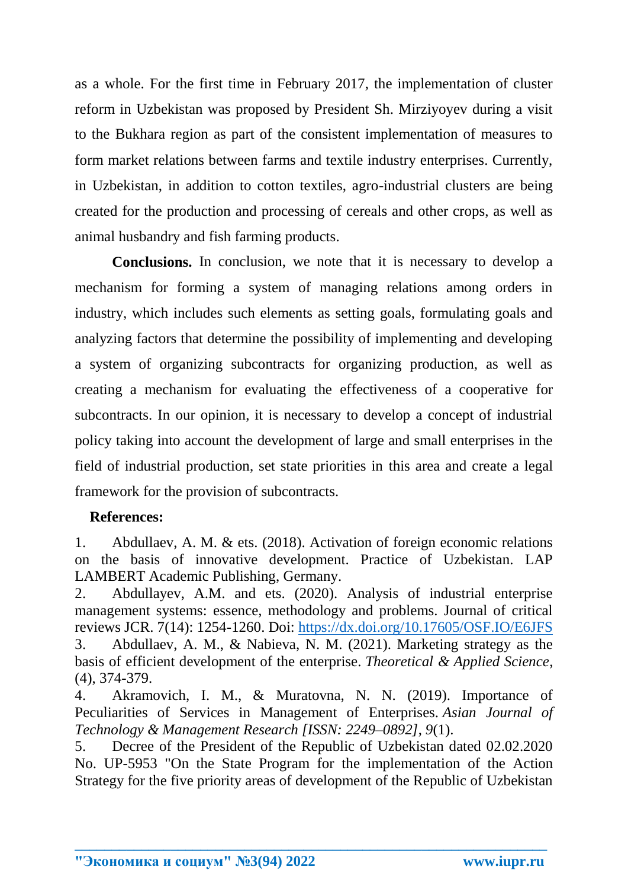as a whole. For the first time in February 2017, the implementation of cluster reform in Uzbekistan was proposed by President Sh. Mirziyoyev during a visit to the Bukhara region as part of the consistent implementation of measures to form market relations between farms and textile industry enterprises. Currently, in Uzbekistan, in addition to cotton textiles, agro-industrial clusters are being created for the production and processing of cereals and other crops, as well as animal husbandry and fish farming products.

**Conclusions.** In conclusion, we note that it is necessary to develop a mechanism for forming a system of managing relations among orders in industry, which includes such elements as setting goals, formulating goals and analyzing factors that determine the possibility of implementing and developing a system of organizing subcontracts for organizing production, as well as creating a mechanism for evaluating the effectiveness of a cooperative for subcontracts. In our opinion, it is necessary to develop a concept of industrial policy taking into account the development of large and small enterprises in the field of industrial production, set state priorities in this area and create a legal framework for the provision of subcontracts.

**References:**

1. Abdullaev, A. M. & ets. (2018). Activation of foreign economic relations on the basis of innovative development. Practice of Uzbekistan. LAP LAMBERT Academic Publishing, Germany.
2. Abdullayev, A.M. and ets. (2020). Analysis of industrial enterprise management systems: essence, methodology and problems. Journal of critical reviews JCR. 7(14): 1254-1260. Doi: https://dx.doi.org/10.17605/OSF.IO/E6JFS
3. Abdullaev, A. M., & Nabieva, N. M. (2021). Marketing strategy as the basis of efficient development of the enterprise. *Theoretical & Applied Science*, (4), 374-379.
4. Akramovich, I. M., & Muratovna, N. N. (2019). Importance of Peculiarities of Services in Management of Enterprises. *Asian Journal of Technology & Management Research [ISSN: 2249–0892]*, *9*(1).
5. Decree of the President of the Republic of Uzbekistan dated 02.02.2020 No. UP-5953 "On the State Program for the implementation of the Action Strategy for the five priority areas of development of the Republic of Uzbekistan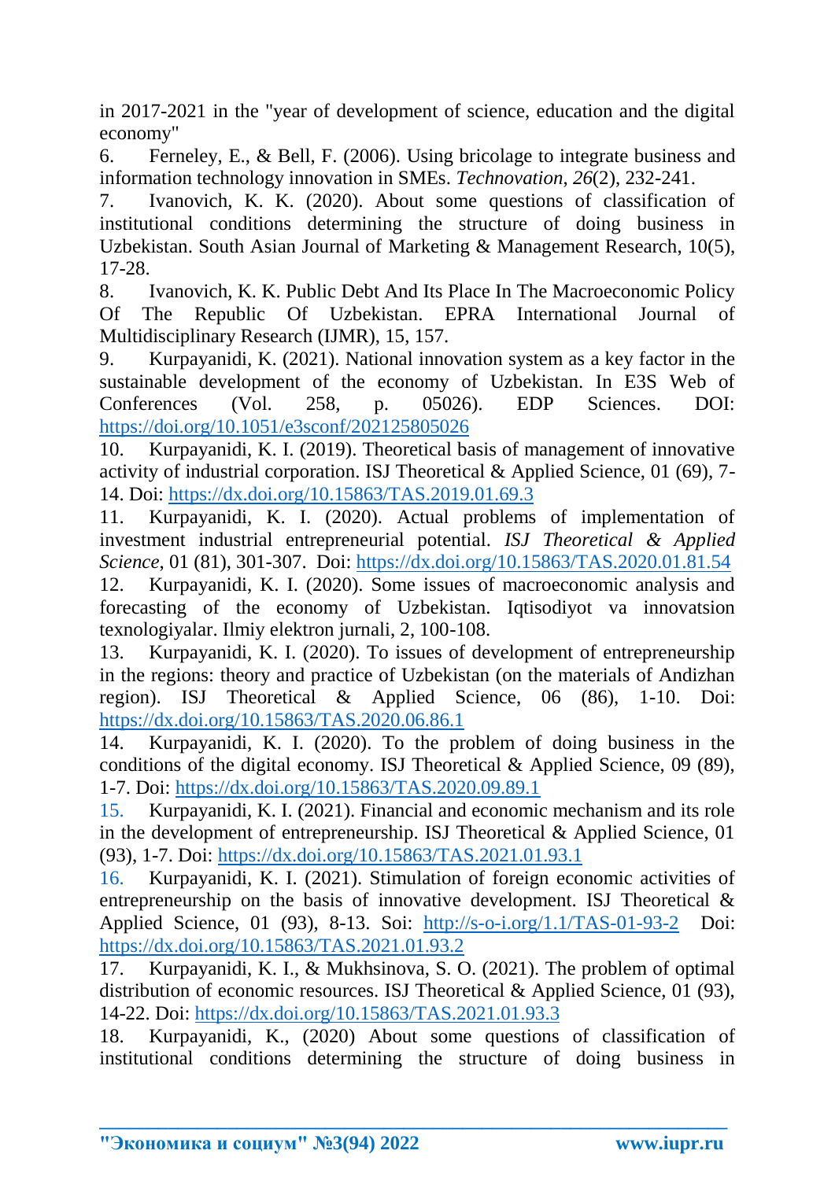in 2017-2021 in the "year of development of science, education and the digital economy"

6. Ferneley, E., & Bell, F. (2006). Using bricolage to integrate business and information technology innovation in SMEs. *Technovation*, *26*(2), 232-241.
7. Ivanovich, K. K. (2020). About some questions of classification of institutional conditions determining the structure of doing business in Uzbekistan. South Asian Journal of Marketing & Management Research, 10(5), 17-28.
8. Ivanovich, K. K. Public Debt And Its Place In The Macroeconomic Policy Of The Republic Of Uzbekistan. EPRA International Journal of Multidisciplinary Research (IJMR), 15, 157.
9. Kurpayanidi, K. (2021). National innovation system as a key factor in the sustainable development of the economy of Uzbekistan. In E3S Web of Conferences (Vol. 258, p. 05026). EDP Sciences. DOI: https://doi.org/10.1051/e3sconf/202125805026
10. Kurpayanidi, K. I. (2019). Theoretical basis of management of innovative activity of industrial corporation. ISJ Theoretical & Applied Science, 01 (69), 7-14. Doi: https://dx.doi.org/10.15863/TAS.2019.01.69.3
11. Kurpayanidi, K. I. (2020). Actual problems of implementation of investment industrial entrepreneurial potential. *ISJ Theoretical & Applied Science*, 01 (81), 301-307. Doi: https://dx.doi.org/10.15863/TAS.2020.01.81.54
12. Kurpayanidi, K. I. (2020). Some issues of macroeconomic analysis and forecasting of the economy of Uzbekistan. Iqtisodiyot va innovatsion texnologiyalar. Ilmiy elektron jurnali, 2, 100-108.
13. Kurpayanidi, K. I. (2020). To issues of development of entrepreneurship in the regions: theory and practice of Uzbekistan (on the materials of Andizhan region). ISJ Theoretical & Applied Science, 06 (86), 1-10. Doi: https://dx.doi.org/10.15863/TAS.2020.06.86.1
14. Kurpayanidi, K. I. (2020). To the problem of doing business in the conditions of the digital economy. ISJ Theoretical & Applied Science, 09 (89), 1-7. Doi: https://dx.doi.org/10.15863/TAS.2020.09.89.1
15. Kurpayanidi, K. I. (2021). Financial and economic mechanism and its role in the development of entrepreneurship. ISJ Theoretical & Applied Science, 01 (93), 1-7. Doi: https://dx.doi.org/10.15863/TAS.2021.01.93.1
16. Kurpayanidi, K. I. (2021). Stimulation of foreign economic activities of entrepreneurship on the basis of innovative development. ISJ Theoretical & Applied Science, 01 (93), 8-13. Soi: http://s-o-i.org/1.1/TAS-01-93-2 Doi: https://dx.doi.org/10.15863/TAS.2021.01.93.2
17. Kurpayanidi, K. I., & Mukhsinova, S. O. (2021). The problem of optimal distribution of economic resources. ISJ Theoretical & Applied Science, 01 (93), 14-22. Doi: https://dx.doi.org/10.15863/TAS.2021.01.93.3
18. Kurpayanidi, K., (2020) About some questions of classification of institutional conditions determining the structure of doing business in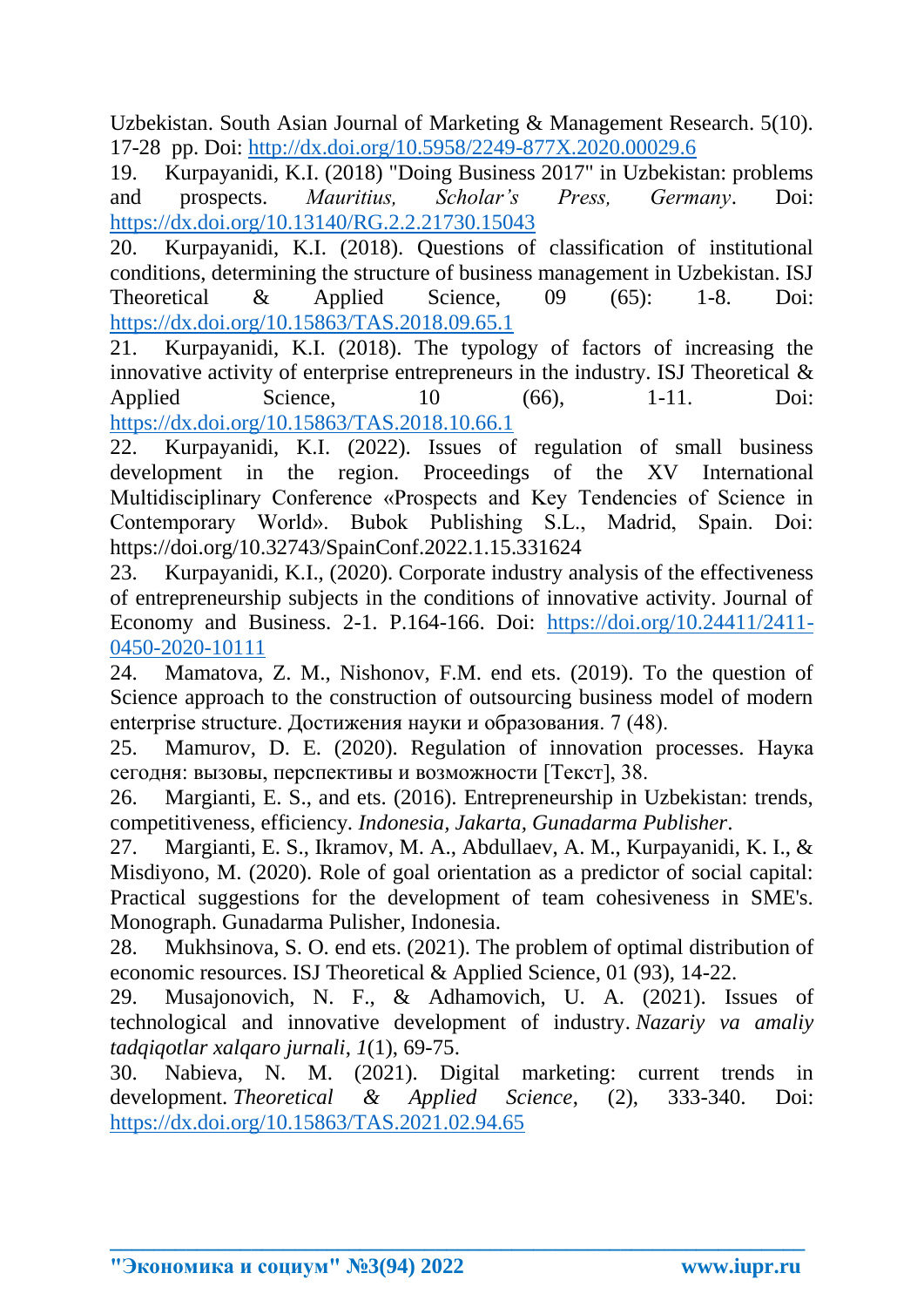Uzbekistan. South Asian Journal of Marketing & Management Research. 5(10). 17-28 pp. Doi: http://dx.doi.org/10.5958/2249-877X.2020.00029.6

19. Kurpayanidi, K.I. (2018) "Doing Business 2017" in Uzbekistan: problems and prospects. *Mauritius, Scholar's Press, Germany*. Doi: https://dx.doi.org/10.13140/RG.2.2.21730.15043

20. Kurpayanidi, K.I. (2018). Questions of classification of institutional conditions, determining the structure of business management in Uzbekistan. ISJ Theoretical & Applied Science, 09 (65): 1-8. Doi: https://dx.doi.org/10.15863/TAS.2018.09.65.1

21. Kurpayanidi, K.I. (2018). The typology of factors of increasing the innovative activity of enterprise entrepreneurs in the industry. ISJ Theoretical & Applied Science, 10 (66), 1-11. Doi: https://dx.doi.org/10.15863/TAS.2018.10.66.1

22. Kurpayanidi, K.I. (2022). Issues of regulation of small business development in the region. Proceedings of the XV International Multidisciplinary Conference «Prospects and Key Tendencies of Science in Contemporary World». Bubok Publishing S.L., Madrid, Spain. Doi: https://doi.org/10.32743/SpainConf.2022.1.15.331624

23. Kurpayanidi, K.I., (2020). Corporate industry analysis of the effectiveness of entrepreneurship subjects in the conditions of innovative activity. Journal of Economy and Business. 2-1. P.164-166. Doi: https://doi.org/10.24411/2411-0450-2020-10111

24. Mamatova, Z. M., Nishonov, F.M. end ets. (2019). To the question of Science approach to the construction of outsourcing business model of modern enterprise structure. Достижения науки и образования. 7 (48).

25. Mamurov, D. E. (2020). Regulation of innovation processes. Наука сегодня: вызовы, перспективы и возможности [Текст], 38.

26. Margianti, E. S., and ets. (2016). Entrepreneurship in Uzbekistan: trends, competitiveness, efficiency. *Indonesia, Jakarta, Gunadarma Publisher*.

27. Margianti, E. S., Ikramov, M. A., Abdullaev, A. M., Kurpayanidi, K. I., & Misdiyono, M. (2020). Role of goal orientation as a predictor of social capital: Practical suggestions for the development of team cohesiveness in SME's. Monograph. Gunadarma Pulisher, Indonesia.

28. Mukhsinova, S. O. end ets. (2021). The problem of optimal distribution of economic resources. ISJ Theoretical & Applied Science, 01 (93), 14-22.

29. Musajonovich, N. F., & Adhamovich, U. A. (2021). Issues of technological and innovative development of industry. *Nazariy va amaliy tadqiqotlar xalqaro jurnali*, *1*(1), 69-75.

30. Nabieva, N. M. (2021). Digital marketing: current trends in development. *Theoretical & Applied Science*, (2), 333-340. Doi: https://dx.doi.org/10.15863/TAS.2021.02.94.65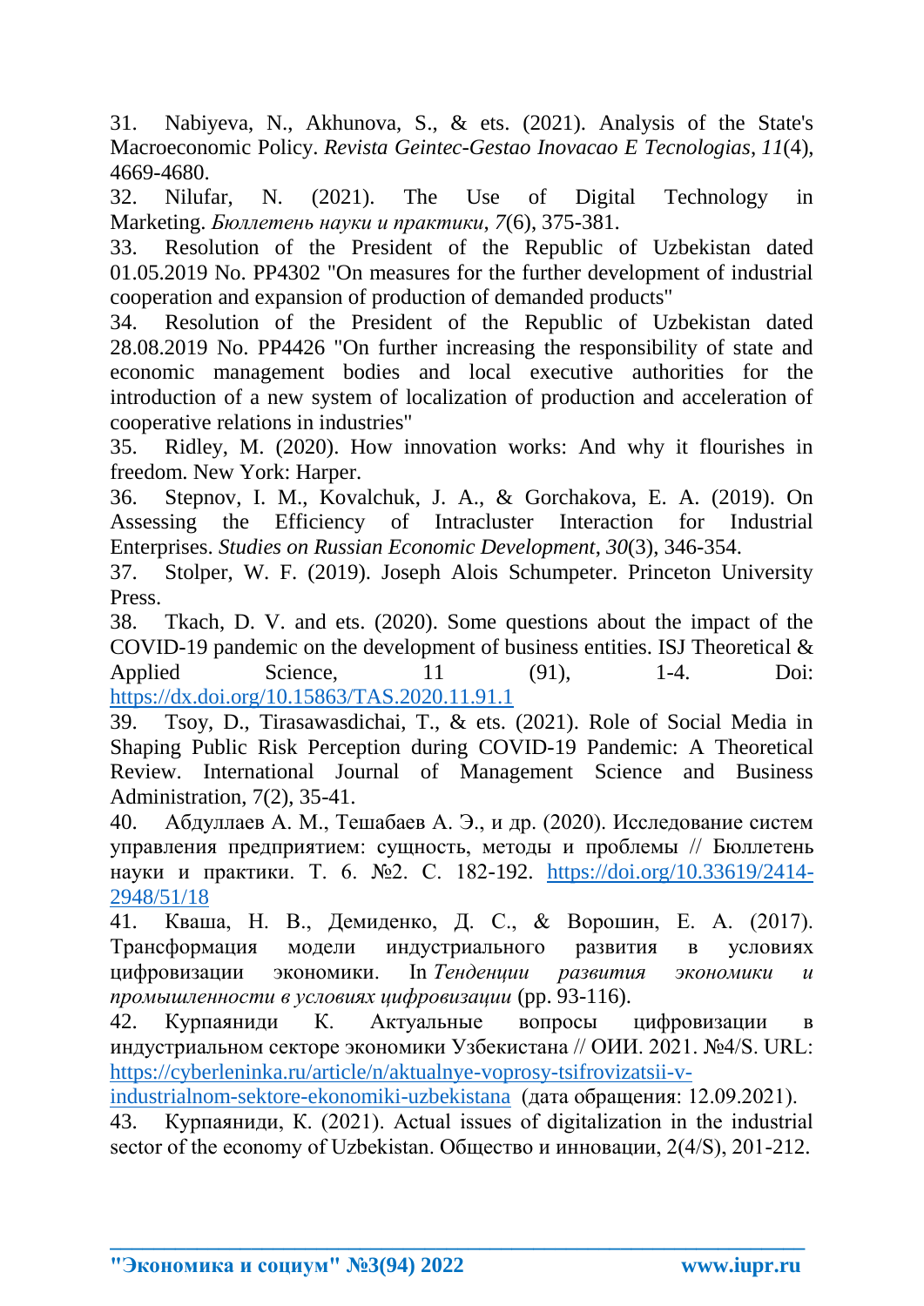31. Nabiyeva, N., Akhunova, S., & ets. (2021). Analysis of the State's Macroeconomic Policy. *Revista Geintec-Gestao Inovacao E Tecnologias*, *11*(4), 4669-4680.
32. Nilufar, N. (2021). The Use of Digital Technology in Marketing. *Бюллетень науки и практики*, *7*(6), 375-381.
33. Resolution of the President of the Republic of Uzbekistan dated 01.05.2019 No. PP4302 "On measures for the further development of industrial cooperation and expansion of production of demanded products"
34. Resolution of the President of the Republic of Uzbekistan dated 28.08.2019 No. PP4426 "On further increasing the responsibility of state and economic management bodies and local executive authorities for the introduction of a new system of localization of production and acceleration of cooperative relations in industries"
35. Ridley, M. (2020). How innovation works: And why it flourishes in freedom. New York: Harper.
36. Stepnov, I. M., Kovalchuk, J. A., & Gorchakova, E. A. (2019). On Assessing the Efficiency of Intracluster Interaction for Industrial Enterprises. *Studies on Russian Economic Development*, *30*(3), 346-354.
37. Stolper, W. F. (2019). Joseph Alois Schumpeter. Princeton University Press.
38. Tkach, D. V. and ets. (2020). Some questions about the impact of the COVID-19 pandemic on the development of business entities. ISJ Theoretical & Applied Science, 11 (91), 1-4. Doi: https://dx.doi.org/10.15863/TAS.2020.11.91.1
39. Tsoy, D., Tirasawasdichai, T., & ets. (2021). Role of Social Media in Shaping Public Risk Perception during COVID-19 Pandemic: A Theoretical Review. International Journal of Management Science and Business Administration, 7(2), 35-41.
40. Абдуллаев А. М., Тешабаев А. Э., и др. (2020). Исследование систем управления предприятием: сущность, методы и проблемы // Бюллетень науки и практики. Т. 6. №2. С. 182-192. https://doi.org/10.33619/2414-2948/51/18
41. Кваша, Н. В., Демиденко, Д. С., & Ворошин, Е. А. (2017). Трансформация модели индустриального развития в условиях цифровизации экономики. In *Тенденции развития экономики и промышленности в условиях цифровизации* (pp. 93-116).
42. Курпаяниди К. Актуальные вопросы цифровизации в индустриальном секторе экономики Узбекистана // ОИИ. 2021. №4/S. URL: https://cyberleninka.ru/article/n/aktualnye-voprosy-tsifrovizatsii-v-industrialnom-sektore-ekonomiki-uzbekistana (дата обращения: 12.09.2021).
43. Курпаяниди, К. (2021). Actual issues of digitalization in the industrial sector of the economy of Uzbekistan. Общество и инновации, 2(4/S), 201-212.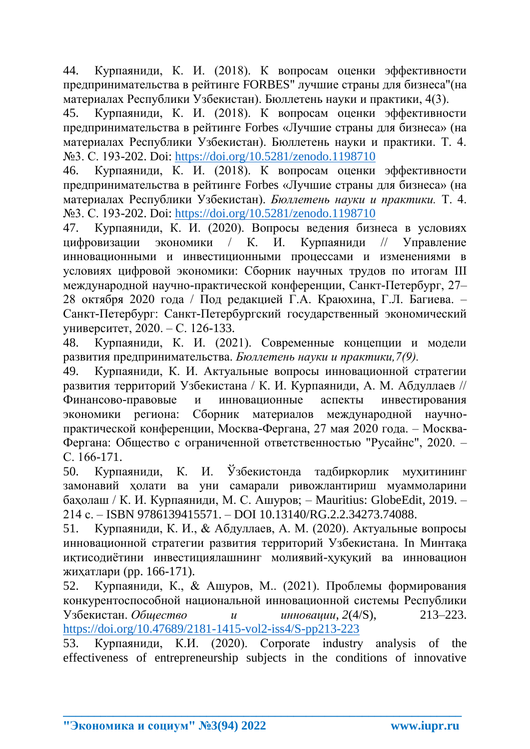44. Курпаяниди, К. И. (2018). К вопросам оценки эффективности предпринимательства в рейтинге FORBES" лучшие страны для бизнеса"(на материалах Республики Узбекистан). Бюллетень науки и практики, 4(3).

45. Курпаяниди, К. И. (2018). К вопросам оценки эффективности предпринимательства в рейтинге Forbes «Лучшие страны для бизнеса» (на материалах Республики Узбекистан). Бюллетень науки и практики. Т. 4. №3. С. 193-202. Doi: https://doi.org/10.5281/zenodo.1198710

46. Курпаяниди, К. И. (2018). К вопросам оценки эффективности предпринимательства в рейтинге Forbes «Лучшие страны для бизнеса» (на материалах Республики Узбекистан). *Бюллетень науки и практики.* Т. 4. №3. С. 193-202. Doi: https://doi.org/10.5281/zenodo.1198710

47. Курпаяниди, К. И. (2020). Вопросы ведения бизнеса в условиях цифровизации экономики / К. И. Курпаяниди // Управление инновационными и инвестиционными процессами и изменениями в условиях цифровой экономики: Сборник научных трудов по итогам III международной научно-практической конференции, Санкт-Петербург, 27–28 октября 2020 года / Под редакцией Г.А. Краюхина, Г.Л. Багиева. – Санкт-Петербург: Санкт-Петербургский государственный экономический университет, 2020. – С. 126-133.

48. Курпаяниди, К. И. (2021). Современные концепции и модели развития предпринимательства. *Бюллетень науки и практики,7(9).*

49. Курпаяниди, К. И. Актуальные вопросы инновационной стратегии развития территорий Узбекистана / К. И. Курпаяниди, А. М. Абдуллаев // Финансово-правовые и инновационные аспекты инвестирования экономики региона: Сборник материалов международной научно-практической конференции, Москва-Фергана, 27 мая 2020 года. – Москва-Фергана: Общество с ограниченной ответственностью "Русайнс", 2020. – С. 166-171.

50. Курпаяниди, К. И. Ўзбекистонда тадбиркорлик муҳитининг замонавий ҳолати ва уни самарали ривожлантириш муаммоларини баҳолаш / К. И. Курпаяниди, М. С. Ашуров; – Mauritius: GlobeEdit, 2019. – 214 с. – ISBN 9786139415571. – DOI 10.13140/RG.2.2.34273.74088.

51. Курпаяниди, К. И., & Абдуллаев, А. М. (2020). Актуальные вопросы инновационной стратегии развития территорий Узбекистана. In Минтақа иқтисодиётини инвестициялашнинг молиявий-ҳуқуқий ва инновацион жиҳатлари (pp. 166-171).

52. Курпаяниди, К., & Ашуров, М.. (2021). Проблемы формирования конкурентоспособной национальной инновационной системы Республики Узбекистан. *Общество и инновации*, *2*(4/S), 213–223. https://doi.org/10.47689/2181-1415-vol2-iss4/S-pp213-223

53. Курпаяниди, К.И. (2020). Corporate industry analysis of the effectiveness of entrepreneurship subjects in the conditions of innovative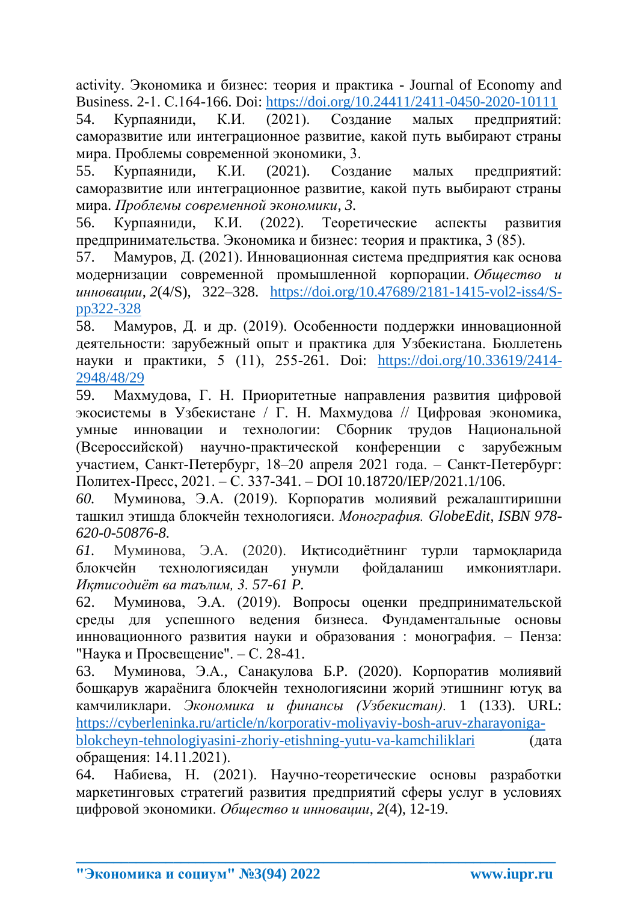activity. Экономика и бизнес: теория и практика - Journal of Economy and Business. 2-1. С.164-166. Doi: https://doi.org/10.24411/2411-0450-2020-10111

54. Курпаяниди, К.И. (2021). Создание малых предприятий: саморазвитие или интеграционное развитие, какой путь выбирают страны мира. Проблемы современной экономики, 3.

55. Курпаяниди, К.И. (2021). Создание малых предприятий: саморазвитие или интеграционное развитие, какой путь выбирают страны мира. *Проблемы современной экономики*, *3*.

56. Курпаяниди, К.И. (2022). Теоретические аспекты развития предпринимательства. Экономика и бизнес: теория и практика, 3 (85).

57. Мамуров, Д. (2021). Инновационная система предприятия как основа модернизации современной промышленной корпорации. *Общество и инновации*, *2*(4/S), 322–328. https://doi.org/10.47689/2181-1415-vol2-iss4/S-pp322-328

58. Мамуров, Д. и др. (2019). Особенности поддержки инновационной деятельности: зарубежный опыт и практика для Узбекистана. Бюллетень науки и практики, 5 (11), 255-261. Doi: https://doi.org/10.33619/2414-2948/48/29

59. Махмудова, Г. Н. Приоритетные направления развития цифровой экосистемы в Узбекистане / Г. Н. Махмудова // Цифровая экономика, умные инновации и технологии: Сборник трудов Национальной (Всероссийской) научно-практической конференции с зарубежным участием, Санкт-Петербург, 18–20 апреля 2021 года. – Санкт-Петербург: Политех-Пресс, 2021. – С. 337-341. – DOI 10.18720/IEP/2021.1/106.

*60.* Муминова, Э.А. (2019). Корпоратив молиявий режалаштиришни ташкил этишда блокчейн технологияси. *Монография. GlobeEdit, ISBN 978-620-0-50876-8.*

*61.* Муминова, Э.А. (2020). Иқтисодиётнинг турли тармоқларида блокчейн технологиясидан унумли фойдаланиш имкониятлари. *Иқтисодиёт ва таълим, 3. 57-61 Р.*

62. Муминова, Э.А. (2019). Вопросы оценки предпринимательской среды для успешного ведения бизнеса. Фундаментальные основы инновационного развития науки и образования : монография. – Пенза: "Наука и Просвещение". – С. 28-41.

63. Муминова, Э.А., Санақулова Б.Р. (2020). Корпоратив молиявий бошқарув жараёнига блокчейн технологиясини жорий этишнинг ютуқ ва камчиликлари. *Экономика и финансы (Узбекистан).* 1 (133). URL: https://cyberleninka.ru/article/n/korporativ-moliyaviy-bosh-aruv-zharayoniga-blokcheyn-tehnologiyasini-zhoriy-etishning-yutu-va-kamchiliklari (дата обращения: 14.11.2021).

64. Набиева, Н. (2021). Научно-теоретические основы разработки маркетинговых стратегий развития предприятий сферы услуг в условиях цифровой экономики. *Общество и инновации*, *2*(4), 12-19.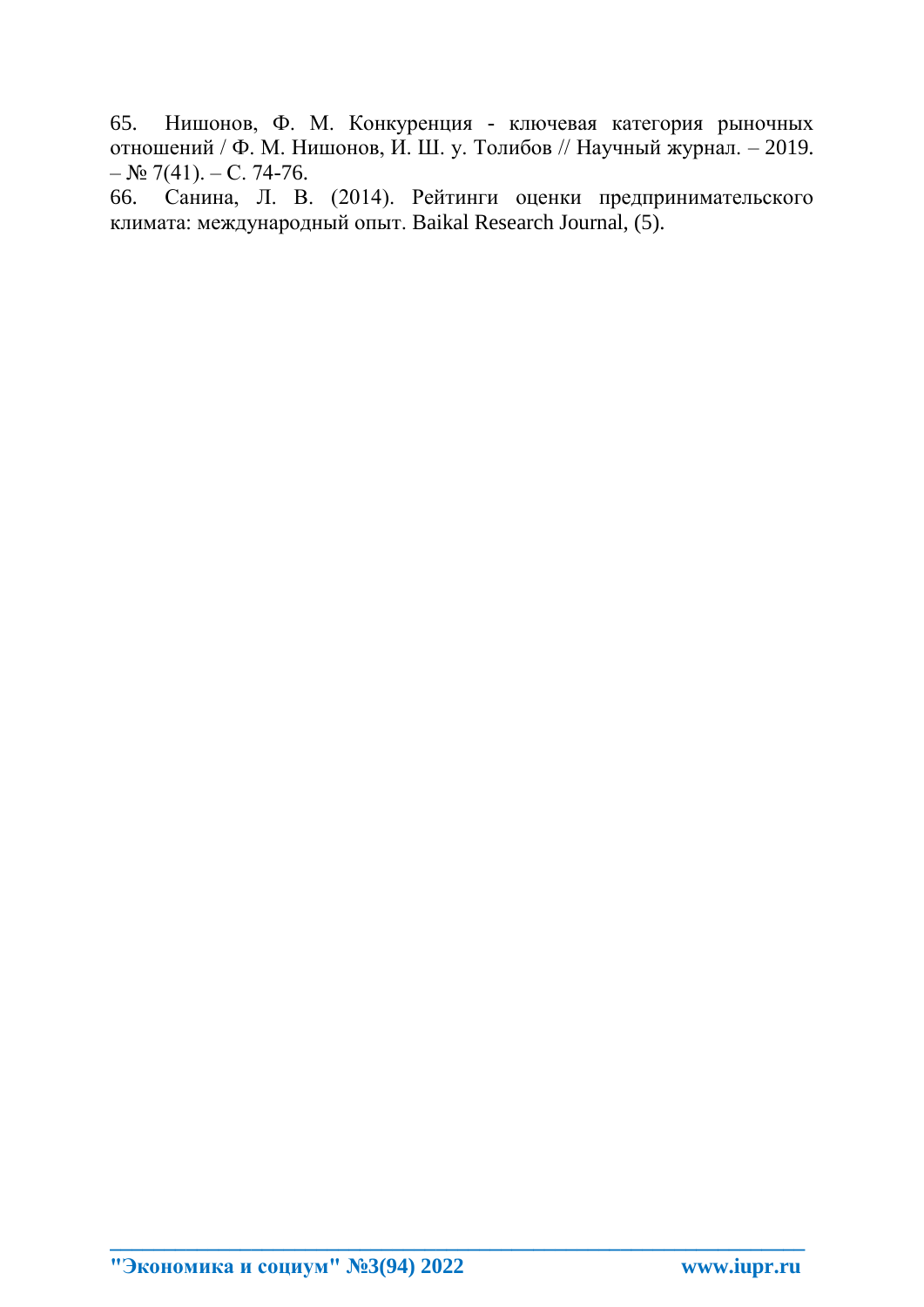65. Нишонов, Ф. М. Конкуренция - ключевая категория рыночных отношений / Ф. М. Нишонов, И. Ш. у. Толибов // Научный журнал. – 2019. – № 7(41). – С. 74-76.

66. Санина, Л. В. (2014). Рейтинги оценки предпринимательского климата: международный опыт. Baikal Research Journal, (5).